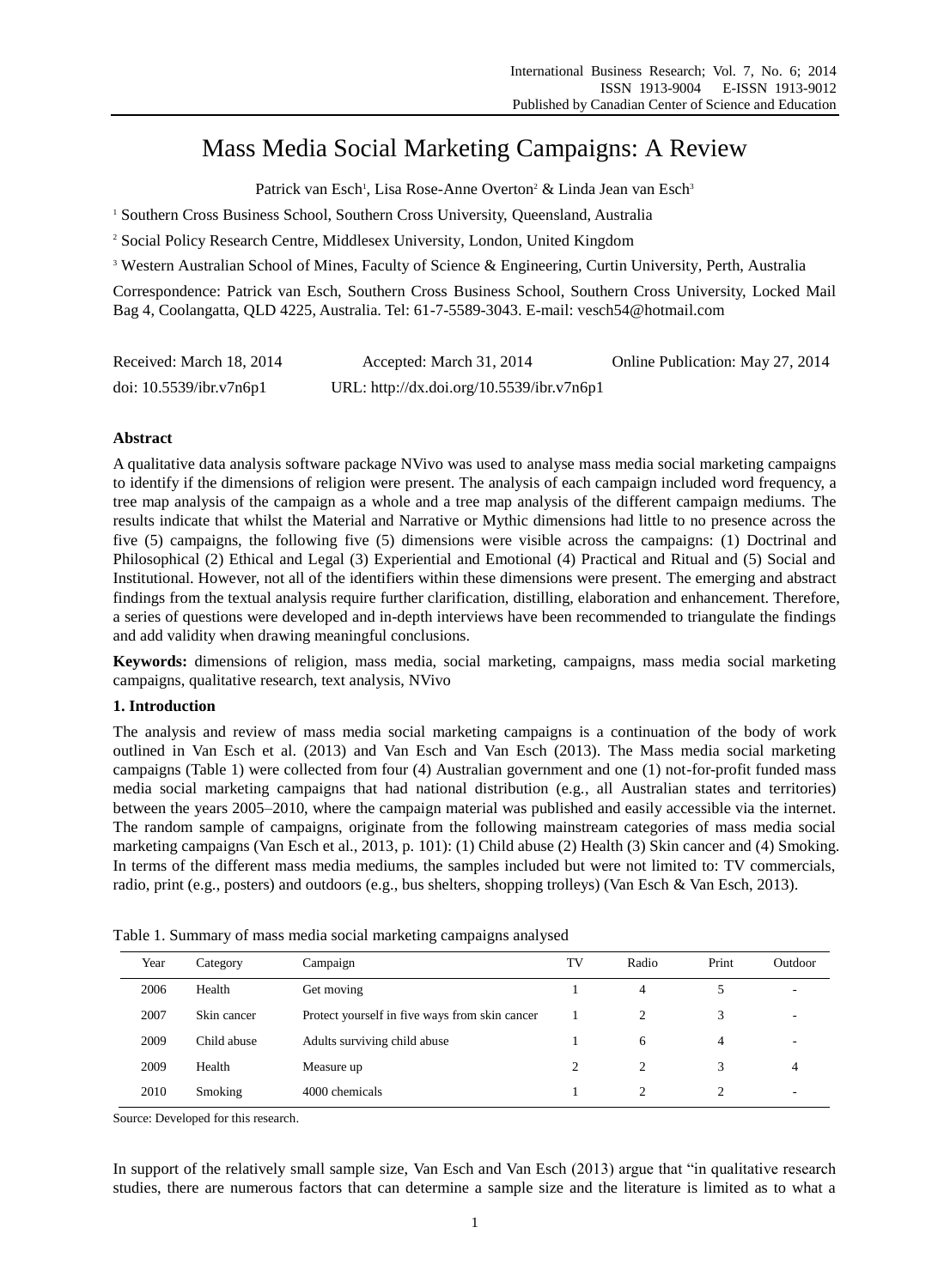# Mass Media Social Marketing Campaigns: A Review

Patrick van Esch[1], Lisa Rose-Anne Overton[2] & Linda Jean van Esch[3]

[1] Southern Cross Business School, Southern Cross University, Queensland, Australia

[2] Social Policy Research Centre, Middlesex University, London, United Kingdom

[3] Western Australian School of Mines, Faculty of Science & Engineering, Curtin University, Perth, Australia

Correspondence: Patrick van Esch, Southern Cross Business School, Southern Cross University, Locked Mail Bag 4, Coolangatta, QLD 4225, Australia. Tel: 61-7-5589-3043. E-mail: vesch54@hotmail.com

Received: March 18, 2014 Accepted: March 31, 2014 Online Publication: May 27, 2014

doi: 10.5539/ibr.v7n6p1 URL: http://dx.doi.org/10.5539/ibr.v7n6p1

## Abstract

A qualitative data analysis software package NVivo was used to analyse mass media social marketing campaigns to identify if the dimensions of religion were present. The analysis of each campaign included word frequency, a tree map analysis of the campaign as a whole and a tree map analysis of the different campaign mediums. The results indicate that whilst the Material and Narrative or Mythic dimensions had little to no presence across the five (5) campaigns, the following five (5) dimensions were visible across the campaigns: (1) Doctrinal and Philosophical (2) Ethical and Legal (3) Experiential and Emotional (4) Practical and Ritual and (5) Social and Institutional. However, not all of the identifiers within these dimensions were present. The emerging and abstract findings from the textual analysis require further clarification, distilling, elaboration and enhancement. Therefore, a series of questions were developed and in-depth interviews have been recommended to triangulate the findings and add validity when drawing meaningful conclusions.

**Keywords:** dimensions of religion, mass media, social marketing, campaigns, mass media social marketing campaigns, qualitative research, text analysis, NVivo

## 1. Introduction

The analysis and review of mass media social marketing campaigns is a continuation of the body of work outlined in Van Esch et al. (2013) and Van Esch and Van Esch (2013). The Mass media social marketing campaigns (Table 1) were collected from four (4) Australian government and one (1) not-for-profit funded mass media social marketing campaigns that had national distribution (e.g., all Australian states and territories) between the years 2005–2010, where the campaign material was published and easily accessible via the internet. The random sample of campaigns, originate from the following mainstream categories of mass media social marketing campaigns (Van Esch et al., 2013, p. 101): (1) Child abuse (2) Health (3) Skin cancer and (4) Smoking. In terms of the different mass media mediums, the samples included but were not limited to: TV commercials, radio, print (e.g., posters) and outdoors (e.g., bus shelters, shopping trolleys) (Van Esch & Van Esch, 2013).

Table 1. Summary of mass media social marketing campaigns analysed

| Year | Category | Campaign | TV | Radio | Print | Outdoor |
|---|---|---|---|---|---|---|
| 2006 | Health | Get moving | 1 | 4 | 5 | - |
| 2007 | Skin cancer | Protect yourself in five ways from skin cancer | 1 | 2 | 3 | - |
| 2009 | Child abuse | Adults surviving child abuse | 1 | 6 | 4 | - |
| 2009 | Health | Measure up | 2 | 2 | 3 | 4 |
| 2010 | Smoking | 4000 chemicals | 1 | 2 | 2 | - |

Source: Developed for this research.

In support of the relatively small sample size, Van Esch and Van Esch (2013) argue that "in qualitative research studies, there are numerous factors that can determine a sample size and the literature is limited as to what a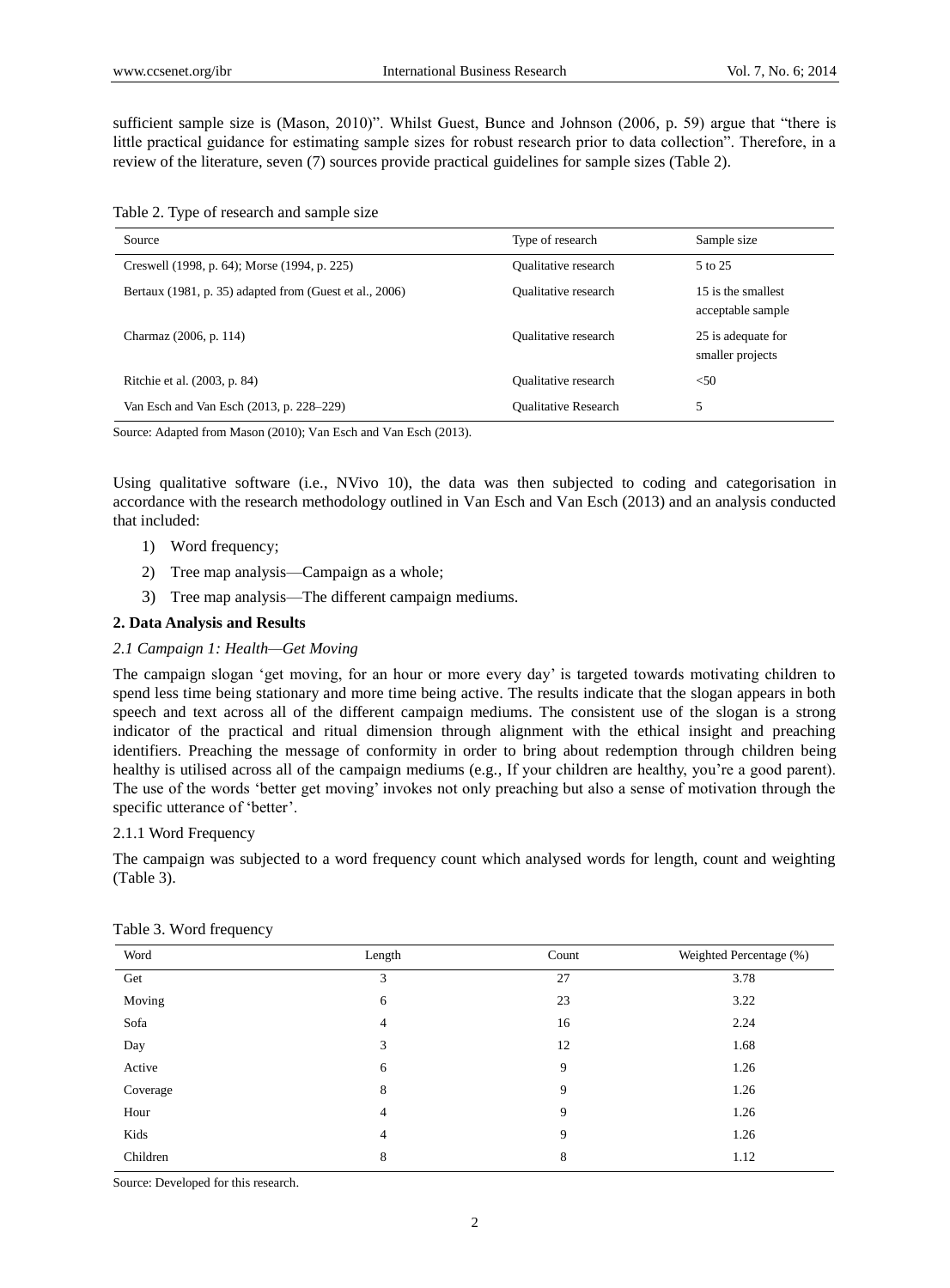sufficient sample size is (Mason, 2010)". Whilst Guest, Bunce and Johnson (2006, p. 59) argue that "there is little practical guidance for estimating sample sizes for robust research prior to data collection". Therefore, in a review of the literature, seven (7) sources provide practical guidelines for sample sizes (Table 2).

Table 2. Type of research and sample size

| Source | Type of research | Sample size |
|---|---|---|
| Creswell (1998, p. 64); Morse (1994, p. 225) | Qualitative research | 5 to 25 |
| Bertaux (1981, p. 35) adapted from (Guest et al., 2006) | Qualitative research | 15 is the smallest acceptable sample |
| Charmaz (2006, p. 114) | Qualitative research | 25 is adequate for smaller projects |
| Ritchie et al. (2003, p. 84) | Qualitative research | <50 |
| Van Esch and Van Esch (2013, p. 228–229) | Qualitative Research | 5 |

Source: Adapted from Mason (2010); Van Esch and Van Esch (2013).

Using qualitative software (i.e., NVivo 10), the data was then subjected to coding and categorisation in accordance with the research methodology outlined in Van Esch and Van Esch (2013) and an analysis conducted that included:

1) Word frequency;
2) Tree map analysis—Campaign as a whole;
3) Tree map analysis—The different campaign mediums.

## 2. Data Analysis and Results

### *2.1 Campaign 1: Health—Get Moving*

The campaign slogan 'get moving, for an hour or more every day' is targeted towards motivating children to spend less time being stationary and more time being active. The results indicate that the slogan appears in both speech and text across all of the different campaign mediums. The consistent use of the slogan is a strong indicator of the practical and ritual dimension through alignment with the ethical insight and preaching identifiers. Preaching the message of conformity in order to bring about redemption through children being healthy is utilised across all of the campaign mediums (e.g., If your children are healthy, you're a good parent). The use of the words 'better get moving' invokes not only preaching but also a sense of motivation through the specific utterance of 'better'.

#### 2.1.1 Word Frequency

The campaign was subjected to a word frequency count which analysed words for length, count and weighting (Table 3).

Table 3. Word frequency

| Word | Length | Count | Weighted Percentage (%) |
|---|---|---|---|
| Get | 3 | 27 | 3.78 |
| Moving | 6 | 23 | 3.22 |
| Sofa | 4 | 16 | 2.24 |
| Day | 3 | 12 | 1.68 |
| Active | 6 | 9 | 1.26 |
| Coverage | 8 | 9 | 1.26 |
| Hour | 4 | 9 | 1.26 |
| Kids | 4 | 9 | 1.26 |
| Children | 8 | 8 | 1.12 |

Source: Developed for this research.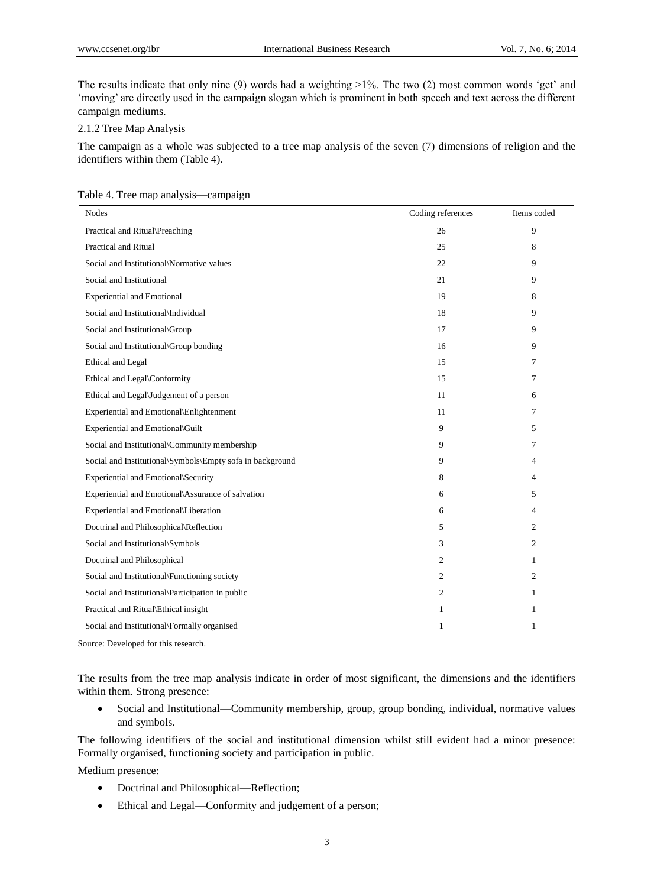The results indicate that only nine (9) words had a weighting >1%. The two (2) most common words 'get' and 'moving' are directly used in the campaign slogan which is prominent in both speech and text across the different campaign mediums.

#### 2.1.2 Tree Map Analysis

The campaign as a whole was subjected to a tree map analysis of the seven (7) dimensions of religion and the identifiers within them (Table 4).

Table 4. Tree map analysis—campaign

| Nodes | Coding references | Items coded |
|---|---|---|
| Practical and Ritual\Preaching | 26 | 9 |
| Practical and Ritual | 25 | 8 |
| Social and Institutional\Normative values | 22 | 9 |
| Social and Institutional | 21 | 9 |
| Experiential and Emotional | 19 | 8 |
| Social and Institutional\Individual | 18 | 9 |
| Social and Institutional\Group | 17 | 9 |
| Social and Institutional\Group bonding | 16 | 9 |
| Ethical and Legal | 15 | 7 |
| Ethical and Legal\Conformity | 15 | 7 |
| Ethical and Legal\Judgement of a person | 11 | 6 |
| Experiential and Emotional\Enlightenment | 11 | 7 |
| Experiential and Emotional\Guilt | 9 | 5 |
| Social and Institutional\Community membership | 9 | 7 |
| Social and Institutional\Symbols\Empty sofa in background | 9 | 4 |
| Experiential and Emotional\Security | 8 | 4 |
| Experiential and Emotional\Assurance of salvation | 6 | 5 |
| Experiential and Emotional\Liberation | 6 | 4 |
| Doctrinal and Philosophical\Reflection | 5 | 2 |
| Social and Institutional\Symbols | 3 | 2 |
| Doctrinal and Philosophical | 2 | 1 |
| Social and Institutional\Functioning society | 2 | 2 |
| Social and Institutional\Participation in public | 2 | 1 |
| Practical and Ritual\Ethical insight | 1 | 1 |
| Social and Institutional\Formally organised | 1 | 1 |

Source: Developed for this research.

The results from the tree map analysis indicate in order of most significant, the dimensions and the identifiers within them. Strong presence:

- Social and Institutional—Community membership, group, group bonding, individual, normative values and symbols.

The following identifiers of the social and institutional dimension whilst still evident had a minor presence: Formally organised, functioning society and participation in public.

Medium presence:

- Doctrinal and Philosophical—Reflection;
- Ethical and Legal—Conformity and judgement of a person;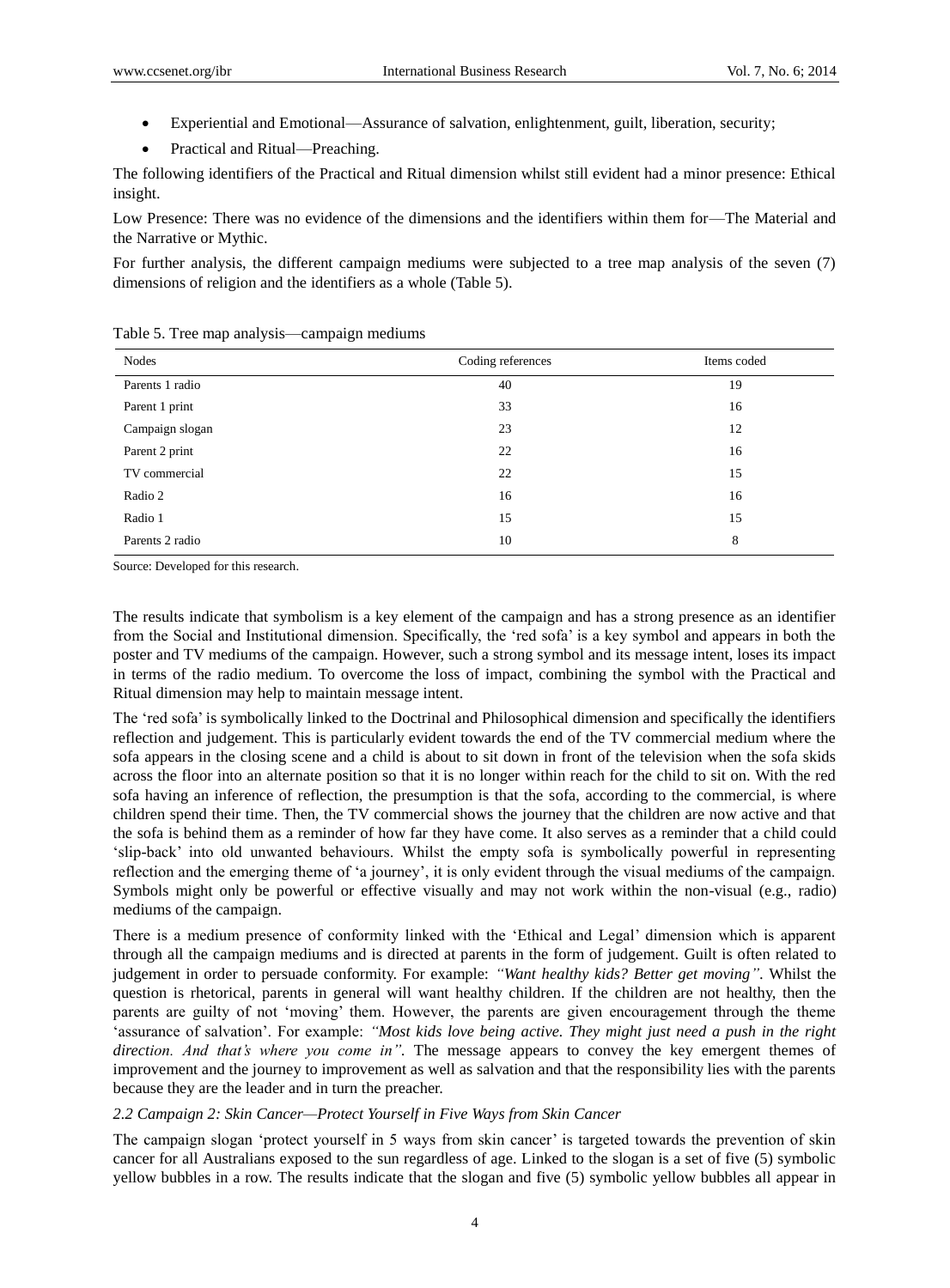- Experiential and Emotional—Assurance of salvation, enlightenment, guilt, liberation, security;
- Practical and Ritual—Preaching.

The following identifiers of the Practical and Ritual dimension whilst still evident had a minor presence: Ethical insight.

Low Presence: There was no evidence of the dimensions and the identifiers within them for—The Material and the Narrative or Mythic.

For further analysis, the different campaign mediums were subjected to a tree map analysis of the seven (7) dimensions of religion and the identifiers as a whole (Table 5).

Table 5. Tree map analysis—campaign mediums

| Nodes | Coding references | Items coded |
|---|---|---|
| Parents 1 radio | 40 | 19 |
| Parent 1 print | 33 | 16 |
| Campaign slogan | 23 | 12 |
| Parent 2 print | 22 | 16 |
| TV commercial | 22 | 15 |
| Radio 2 | 16 | 16 |
| Radio 1 | 15 | 15 |
| Parents 2 radio | 10 | 8 |

Source: Developed for this research.

The results indicate that symbolism is a key element of the campaign and has a strong presence as an identifier from the Social and Institutional dimension. Specifically, the 'red sofa' is a key symbol and appears in both the poster and TV mediums of the campaign. However, such a strong symbol and its message intent, loses its impact in terms of the radio medium. To overcome the loss of impact, combining the symbol with the Practical and Ritual dimension may help to maintain message intent.

The 'red sofa' is symbolically linked to the Doctrinal and Philosophical dimension and specifically the identifiers reflection and judgement. This is particularly evident towards the end of the TV commercial medium where the sofa appears in the closing scene and a child is about to sit down in front of the television when the sofa skids across the floor into an alternate position so that it is no longer within reach for the child to sit on. With the red sofa having an inference of reflection, the presumption is that the sofa, according to the commercial, is where children spend their time. Then, the TV commercial shows the journey that the children are now active and that the sofa is behind them as a reminder of how far they have come. It also serves as a reminder that a child could 'slip-back' into old unwanted behaviours. Whilst the empty sofa is symbolically powerful in representing reflection and the emerging theme of 'a journey', it is only evident through the visual mediums of the campaign. Symbols might only be powerful or effective visually and may not work within the non-visual (e.g., radio) mediums of the campaign.

There is a medium presence of conformity linked with the 'Ethical and Legal' dimension which is apparent through all the campaign mediums and is directed at parents in the form of judgement. Guilt is often related to judgement in order to persuade conformity. For example: *"Want healthy kids? Better get moving"*. Whilst the question is rhetorical, parents in general will want healthy children. If the children are not healthy, then the parents are guilty of not 'moving' them. However, the parents are given encouragement through the theme 'assurance of salvation'. For example: *"Most kids love being active. They might just need a push in the right direction. And that's where you come in"*. The message appears to convey the key emergent themes of improvement and the journey to improvement as well as salvation and that the responsibility lies with the parents because they are the leader and in turn the preacher.

### *2.2 Campaign 2: Skin Cancer—Protect Yourself in Five Ways from Skin Cancer*

The campaign slogan 'protect yourself in 5 ways from skin cancer' is targeted towards the prevention of skin cancer for all Australians exposed to the sun regardless of age. Linked to the slogan is a set of five (5) symbolic yellow bubbles in a row. The results indicate that the slogan and five (5) symbolic yellow bubbles all appear in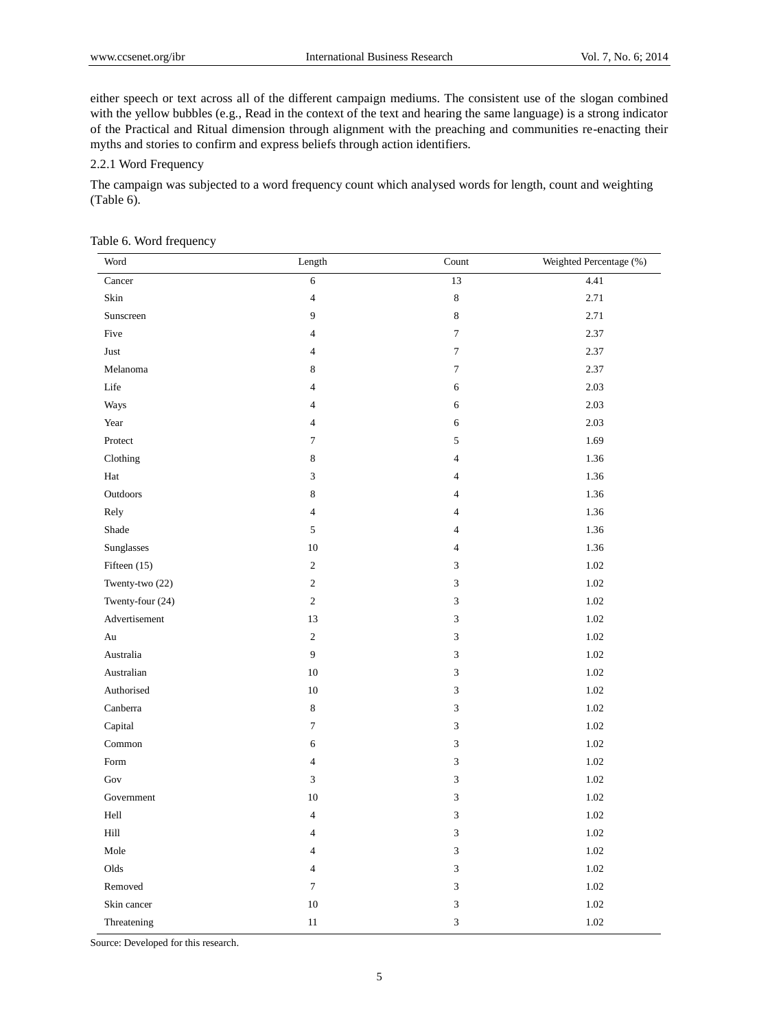either speech or text across all of the different campaign mediums. The consistent use of the slogan combined with the yellow bubbles (e.g., Read in the context of the text and hearing the same language) is a strong indicator of the Practical and Ritual dimension through alignment with the preaching and communities re-enacting their myths and stories to confirm and express beliefs through action identifiers.

### 2.2.1 Word Frequency

The campaign was subjected to a word frequency count which analysed words for length, count and weighting (Table 6).

Table 6. Word frequency

| Word | Length | Count | Weighted Percentage (%) |
|---|---|---|---|
| Cancer | 6 | 13 | 4.41 |
| Skin | 4 | 8 | 2.71 |
| Sunscreen | 9 | 8 | 2.71 |
| Five | 4 | 7 | 2.37 |
| Just | 4 | 7 | 2.37 |
| Melanoma | 8 | 7 | 2.37 |
| Life | 4 | 6 | 2.03 |
| Ways | 4 | 6 | 2.03 |
| Year | 4 | 6 | 2.03 |
| Protect | 7 | 5 | 1.69 |
| Clothing | 8 | 4 | 1.36 |
| Hat | 3 | 4 | 1.36 |
| Outdoors | 8 | 4 | 1.36 |
| Rely | 4 | 4 | 1.36 |
| Shade | 5 | 4 | 1.36 |
| Sunglasses | 10 | 4 | 1.36 |
| Fifteen (15) | 2 | 3 | 1.02 |
| Twenty-two (22) | 2 | 3 | 1.02 |
| Twenty-four (24) | 2 | 3 | 1.02 |
| Advertisement | 13 | 3 | 1.02 |
| Au | 2 | 3 | 1.02 |
| Australia | 9 | 3 | 1.02 |
| Australian | 10 | 3 | 1.02 |
| Authorised | 10 | 3 | 1.02 |
| Canberra | 8 | 3 | 1.02 |
| Capital | 7 | 3 | 1.02 |
| Common | 6 | 3 | 1.02 |
| Form | 4 | 3 | 1.02 |
| Gov | 3 | 3 | 1.02 |
| Government | 10 | 3 | 1.02 |
| Hell | 4 | 3 | 1.02 |
| Hill | 4 | 3 | 1.02 |
| Mole | 4 | 3 | 1.02 |
| Olds | 4 | 3 | 1.02 |
| Removed | 7 | 3 | 1.02 |
| Skin cancer | 10 | 3 | 1.02 |
| Threatening | 11 | 3 | 1.02 |

Source: Developed for this research.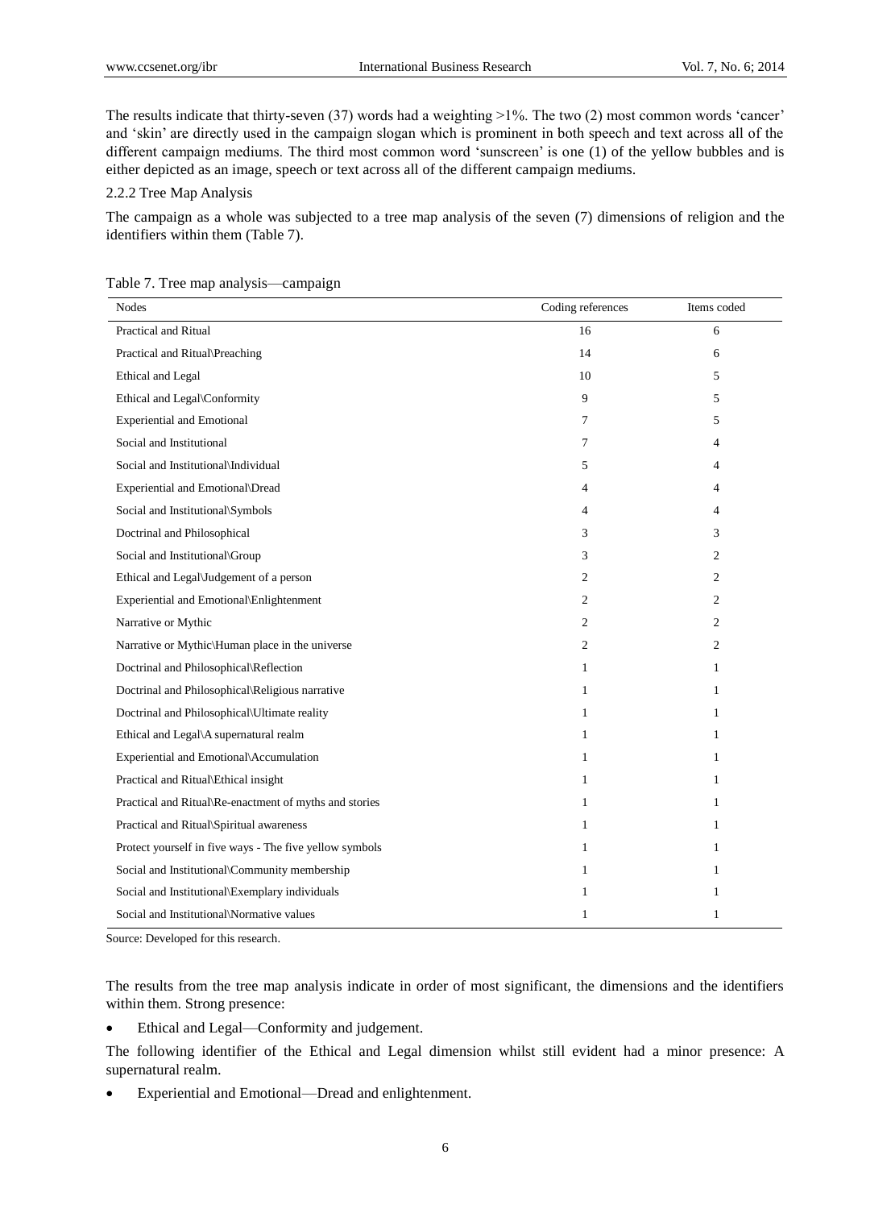The results indicate that thirty-seven (37) words had a weighting >1%. The two (2) most common words 'cancer' and 'skin' are directly used in the campaign slogan which is prominent in both speech and text across all of the different campaign mediums. The third most common word 'sunscreen' is one (1) of the yellow bubbles and is either depicted as an image, speech or text across all of the different campaign mediums.

### 2.2.2 Tree Map Analysis

The campaign as a whole was subjected to a tree map analysis of the seven (7) dimensions of religion and the identifiers within them (Table 7).

Table 7. Tree map analysis—campaign

| Nodes | Coding references | Items coded |
|---|---|---|
| Practical and Ritual | 16 | 6 |
| Practical and Ritual\Preaching | 14 | 6 |
| Ethical and Legal | 10 | 5 |
| Ethical and Legal\Conformity | 9 | 5 |
| Experiential and Emotional | 7 | 5 |
| Social and Institutional | 7 | 4 |
| Social and Institutional\Individual | 5 | 4 |
| Experiential and Emotional\Dread | 4 | 4 |
| Social and Institutional\Symbols | 4 | 4 |
| Doctrinal and Philosophical | 3 | 3 |
| Social and Institutional\Group | 3 | 2 |
| Ethical and Legal\Judgement of a person | 2 | 2 |
| Experiential and Emotional\Enlightenment | 2 | 2 |
| Narrative or Mythic | 2 | 2 |
| Narrative or Mythic\Human place in the universe | 2 | 2 |
| Doctrinal and Philosophical\Reflection | 1 | 1 |
| Doctrinal and Philosophical\Religious narrative | 1 | 1 |
| Doctrinal and Philosophical\Ultimate reality | 1 | 1 |
| Ethical and Legal\A supernatural realm | 1 | 1 |
| Experiential and Emotional\Accumulation | 1 | 1 |
| Practical and Ritual\Ethical insight | 1 | 1 |
| Practical and Ritual\Re-enactment of myths and stories | 1 | 1 |
| Practical and Ritual\Spiritual awareness | 1 | 1 |
| Protect yourself in five ways - The five yellow symbols | 1 | 1 |
| Social and Institutional\Community membership | 1 | 1 |
| Social and Institutional\Exemplary individuals | 1 | 1 |
| Social and Institutional\Normative values | 1 | 1 |

Source: Developed for this research.

The results from the tree map analysis indicate in order of most significant, the dimensions and the identifiers within them. Strong presence:

- Ethical and Legal—Conformity and judgement.

The following identifier of the Ethical and Legal dimension whilst still evident had a minor presence: A supernatural realm.

- Experiential and Emotional—Dread and enlightenment.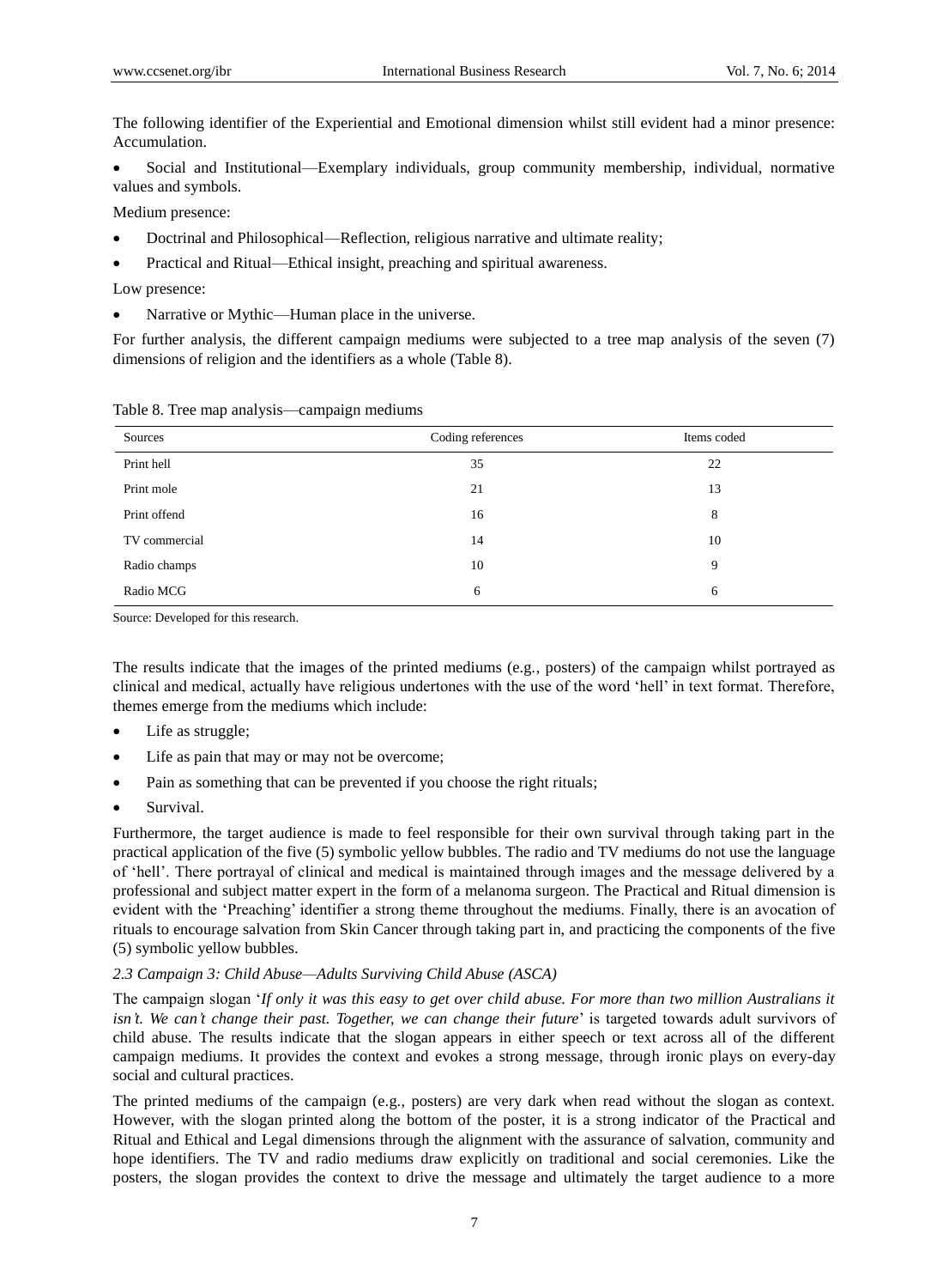The following identifier of the Experiential and Emotional dimension whilst still evident had a minor presence: Accumulation.

- Social and Institutional—Exemplary individuals, group community membership, individual, normative values and symbols.

Medium presence:

- Doctrinal and Philosophical—Reflection, religious narrative and ultimate reality;
- Practical and Ritual—Ethical insight, preaching and spiritual awareness.

Low presence:

- Narrative or Mythic—Human place in the universe.

For further analysis, the different campaign mediums were subjected to a tree map analysis of the seven (7) dimensions of religion and the identifiers as a whole (Table 8).

Table 8. Tree map analysis—campaign mediums

| Sources | Coding references | Items coded |
|---|---|---|
| Print hell | 35 | 22 |
| Print mole | 21 | 13 |
| Print offend | 16 | 8 |
| TV commercial | 14 | 10 |
| Radio champs | 10 | 9 |
| Radio MCG | 6 | 6 |

Source: Developed for this research.

The results indicate that the images of the printed mediums (e.g., posters) of the campaign whilst portrayed as clinical and medical, actually have religious undertones with the use of the word 'hell' in text format. Therefore, themes emerge from the mediums which include:

- Life as struggle;
- Life as pain that may or may not be overcome;
- Pain as something that can be prevented if you choose the right rituals;
- Survival.

Furthermore, the target audience is made to feel responsible for their own survival through taking part in the practical application of the five (5) symbolic yellow bubbles. The radio and TV mediums do not use the language of 'hell'. There portrayal of clinical and medical is maintained through images and the message delivered by a professional and subject matter expert in the form of a melanoma surgeon. The Practical and Ritual dimension is evident with the 'Preaching' identifier a strong theme throughout the mediums. Finally, there is an avocation of rituals to encourage salvation from Skin Cancer through taking part in, and practicing the components of the five (5) symbolic yellow bubbles.

### *2.3 Campaign 3: Child Abuse—Adults Surviving Child Abuse (ASCA)*

The campaign slogan '*If only it was this easy to get over child abuse. For more than two million Australians it isn't. We can't change their past. Together, we can change their future*' is targeted towards adult survivors of child abuse. The results indicate that the slogan appears in either speech or text across all of the different campaign mediums. It provides the context and evokes a strong message, through ironic plays on every-day social and cultural practices.

The printed mediums of the campaign (e.g., posters) are very dark when read without the slogan as context. However, with the slogan printed along the bottom of the poster, it is a strong indicator of the Practical and Ritual and Ethical and Legal dimensions through the alignment with the assurance of salvation, community and hope identifiers. The TV and radio mediums draw explicitly on traditional and social ceremonies. Like the posters, the slogan provides the context to drive the message and ultimately the target audience to a more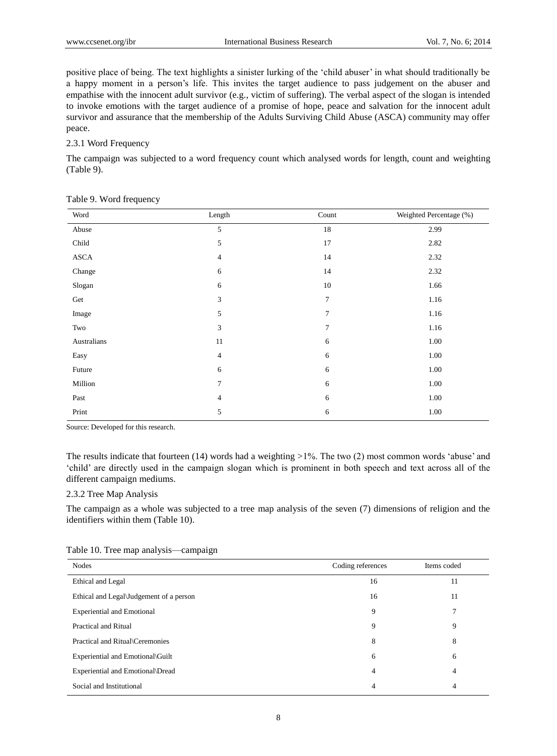positive place of being. The text highlights a sinister lurking of the 'child abuser' in what should traditionally be a happy moment in a person's life. This invites the target audience to pass judgement on the abuser and empathise with the innocent adult survivor (e.g., victim of suffering). The verbal aspect of the slogan is intended to invoke emotions with the target audience of a promise of hope, peace and salvation for the innocent adult survivor and assurance that the membership of the Adults Surviving Child Abuse (ASCA) community may offer peace.

### 2.3.1 Word Frequency

The campaign was subjected to a word frequency count which analysed words for length, count and weighting (Table 9).

Table 9. Word frequency

| Word | Length | Count | Weighted Percentage (%) |
|---|---|---|---|
| Abuse | 5 | 18 | 2.99 |
| Child | 5 | 17 | 2.82 |
| ASCA | 4 | 14 | 2.32 |
| Change | 6 | 14 | 2.32 |
| Slogan | 6 | 10 | 1.66 |
| Get | 3 | 7 | 1.16 |
| Image | 5 | 7 | 1.16 |
| Two | 3 | 7 | 1.16 |
| Australians | 11 | 6 | 1.00 |
| Easy | 4 | 6 | 1.00 |
| Future | 6 | 6 | 1.00 |
| Million | 7 | 6 | 1.00 |
| Past | 4 | 6 | 1.00 |
| Print | 5 | 6 | 1.00 |

Source: Developed for this research.

The results indicate that fourteen (14) words had a weighting >1%. The two (2) most common words 'abuse' and 'child' are directly used in the campaign slogan which is prominent in both speech and text across all of the different campaign mediums.

### 2.3.2 Tree Map Analysis

The campaign as a whole was subjected to a tree map analysis of the seven (7) dimensions of religion and the identifiers within them (Table 10).

Table 10. Tree map analysis—campaign

| Nodes | Coding references | Items coded |
|---|---|---|
| Ethical and Legal | 16 | 11 |
| Ethical and Legal\Judgement of a person | 16 | 11 |
| Experiential and Emotional | 9 | 7 |
| Practical and Ritual | 9 | 9 |
| Practical and Ritual\Ceremonies | 8 | 8 |
| Experiential and Emotional\Guilt | 6 | 6 |
| Experiential and Emotional\Dread | 4 | 4 |
| Social and Institutional | 4 | 4 |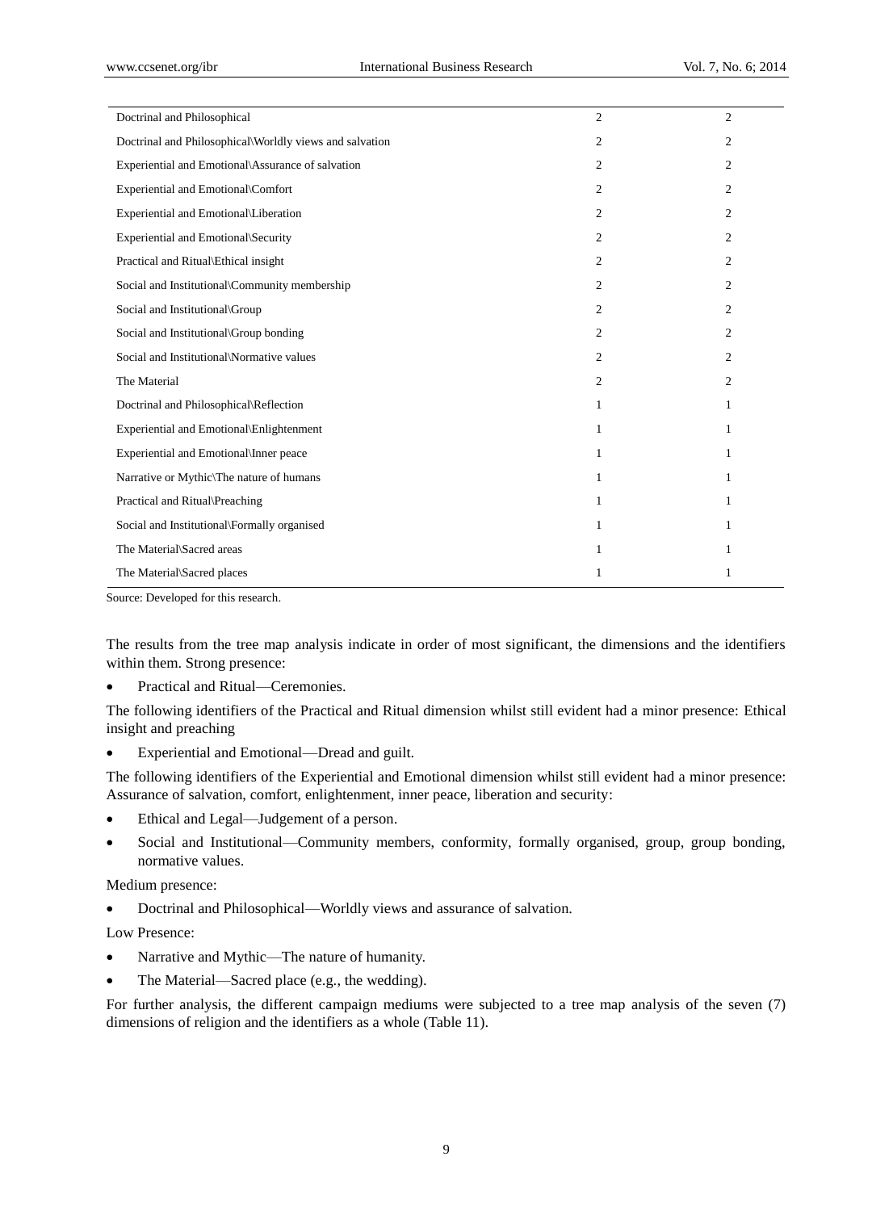| | | |
|---|---|---|
| Doctrinal and Philosophical | 2 | 2 |
| Doctrinal and Philosophical\Worldly views and salvation | 2 | 2 |
| Experiential and Emotional\Assurance of salvation | 2 | 2 |
| Experiential and Emotional\Comfort | 2 | 2 |
| Experiential and Emotional\Liberation | 2 | 2 |
| Experiential and Emotional\Security | 2 | 2 |
| Practical and Ritual\Ethical insight | 2 | 2 |
| Social and Institutional\Community membership | 2 | 2 |
| Social and Institutional\Group | 2 | 2 |
| Social and Institutional\Group bonding | 2 | 2 |
| Social and Institutional\Normative values | 2 | 2 |
| The Material | 2 | 2 |
| Doctrinal and Philosophical\Reflection | 1 | 1 |
| Experiential and Emotional\Enlightenment | 1 | 1 |
| Experiential and Emotional\Inner peace | 1 | 1 |
| Narrative or Mythic\The nature of humans | 1 | 1 |
| Practical and Ritual\Preaching | 1 | 1 |
| Social and Institutional\Formally organised | 1 | 1 |
| The Material\Sacred areas | 1 | 1 |
| The Material\Sacred places | 1 | 1 |

Source: Developed for this research.

The results from the tree map analysis indicate in order of most significant, the dimensions and the identifiers within them. Strong presence:

- Practical and Ritual—Ceremonies.

The following identifiers of the Practical and Ritual dimension whilst still evident had a minor presence: Ethical insight and preaching

- Experiential and Emotional—Dread and guilt.

The following identifiers of the Experiential and Emotional dimension whilst still evident had a minor presence: Assurance of salvation, comfort, enlightenment, inner peace, liberation and security:

- Ethical and Legal—Judgement of a person.
- Social and Institutional—Community members, conformity, formally organised, group, group bonding, normative values.

Medium presence:

- Doctrinal and Philosophical—Worldly views and assurance of salvation.

Low Presence:

- Narrative and Mythic—The nature of humanity.
- The Material—Sacred place (e.g., the wedding).

For further analysis, the different campaign mediums were subjected to a tree map analysis of the seven (7) dimensions of religion and the identifiers as a whole (Table 11).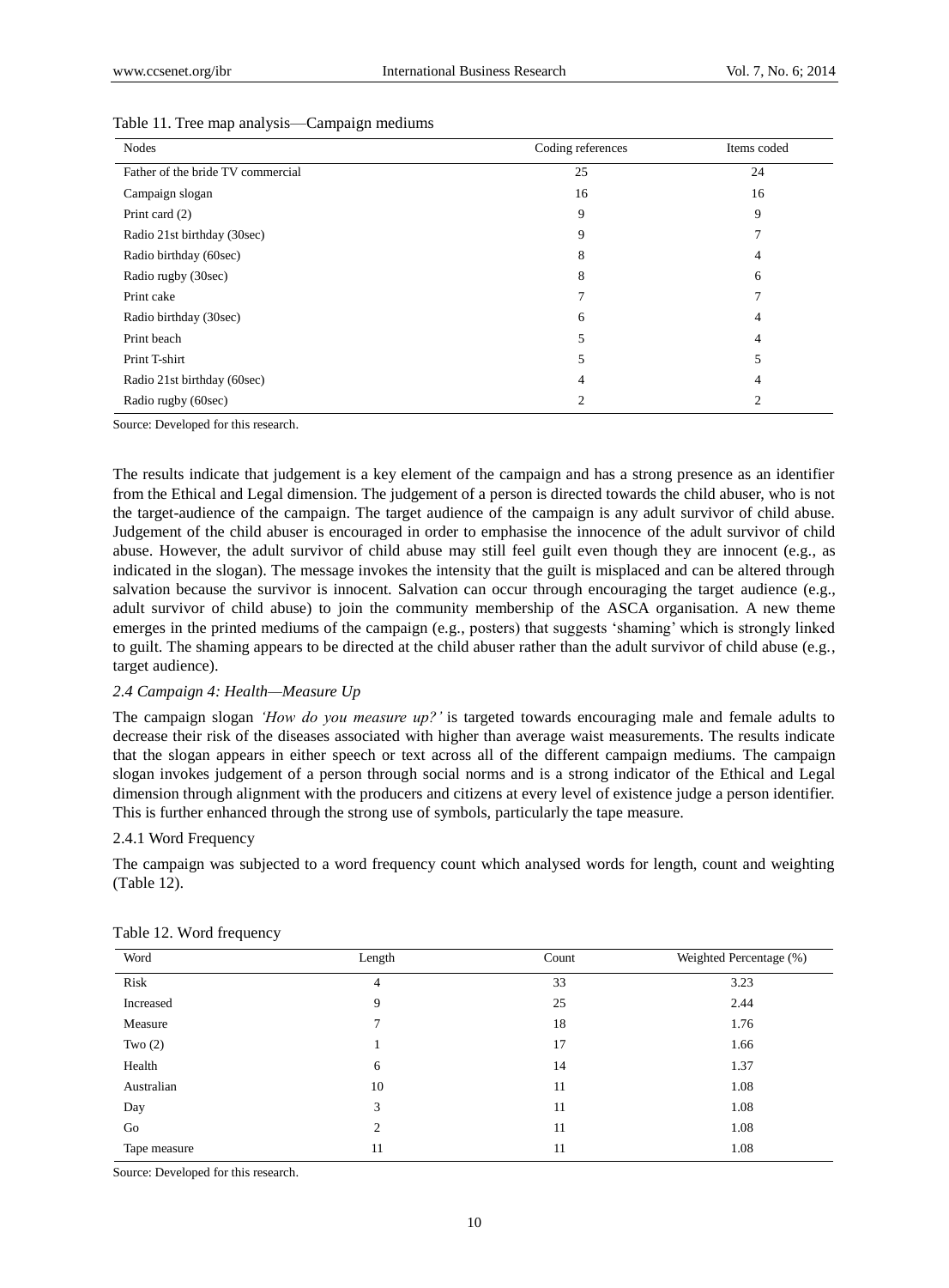Table 11. Tree map analysis—Campaign mediums

| Nodes | Coding references | Items coded |
|---|---|---|
| Father of the bride TV commercial | 25 | 24 |
| Campaign slogan | 16 | 16 |
| Print card (2) | 9 | 9 |
| Radio 21st birthday (30sec) | 9 | 7 |
| Radio birthday (60sec) | 8 | 4 |
| Radio rugby (30sec) | 8 | 6 |
| Print cake | 7 | 7 |
| Radio birthday (30sec) | 6 | 4 |
| Print beach | 5 | 4 |
| Print T-shirt | 5 | 5 |
| Radio 21st birthday (60sec) | 4 | 4 |
| Radio rugby (60sec) | 2 | 2 |

Source: Developed for this research.

The results indicate that judgement is a key element of the campaign and has a strong presence as an identifier from the Ethical and Legal dimension. The judgement of a person is directed towards the child abuser, who is not the target-audience of the campaign. The target audience of the campaign is any adult survivor of child abuse. Judgement of the child abuser is encouraged in order to emphasise the innocence of the adult survivor of child abuse. However, the adult survivor of child abuse may still feel guilt even though they are innocent (e.g., as indicated in the slogan). The message invokes the intensity that the guilt is misplaced and can be altered through salvation because the survivor is innocent. Salvation can occur through encouraging the target audience (e.g., adult survivor of child abuse) to join the community membership of the ASCA organisation. A new theme emerges in the printed mediums of the campaign (e.g., posters) that suggests 'shaming' which is strongly linked to guilt. The shaming appears to be directed at the child abuser rather than the adult survivor of child abuse (e.g., target audience).

### *2.4 Campaign 4: Health—Measure Up*

The campaign slogan *'How do you measure up?'* is targeted towards encouraging male and female adults to decrease their risk of the diseases associated with higher than average waist measurements. The results indicate that the slogan appears in either speech or text across all of the different campaign mediums. The campaign slogan invokes judgement of a person through social norms and is a strong indicator of the Ethical and Legal dimension through alignment with the producers and citizens at every level of existence judge a person identifier. This is further enhanced through the strong use of symbols, particularly the tape measure.

#### 2.4.1 Word Frequency

The campaign was subjected to a word frequency count which analysed words for length, count and weighting (Table 12).

Table 12. Word frequency

| Word | Length | Count | Weighted Percentage (%) |
|---|---|---|---|
| Risk | 4 | 33 | 3.23 |
| Increased | 9 | 25 | 2.44 |
| Measure | 7 | 18 | 1.76 |
| Two (2) | 1 | 17 | 1.66 |
| Health | 6 | 14 | 1.37 |
| Australian | 10 | 11 | 1.08 |
| Day | 3 | 11 | 1.08 |
| Go | 2 | 11 | 1.08 |
| Tape measure | 11 | 11 | 1.08 |

Source: Developed for this research.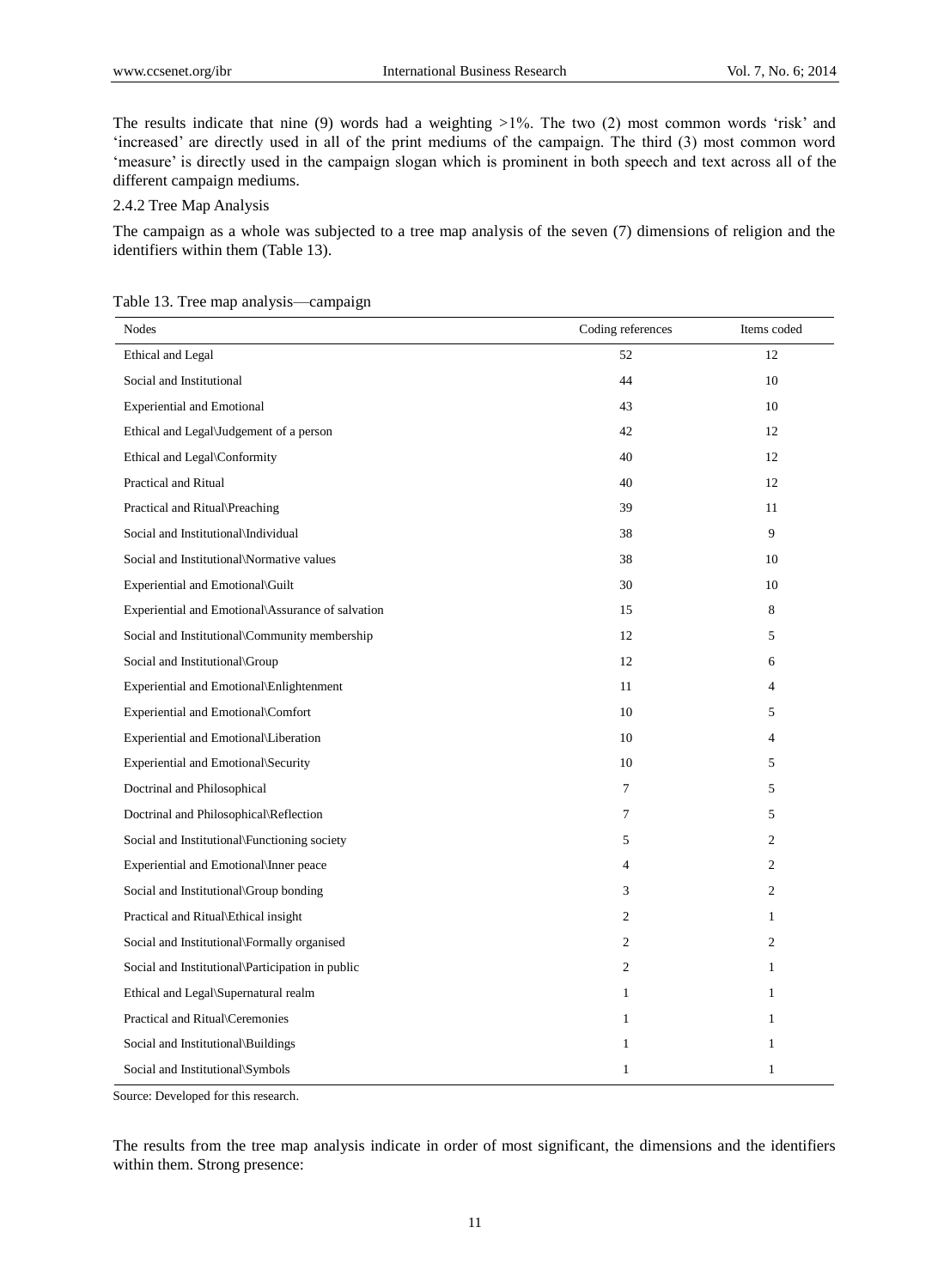The results indicate that nine (9) words had a weighting >1%. The two (2) most common words 'risk' and 'increased' are directly used in all of the print mediums of the campaign. The third (3) most common word 'measure' is directly used in the campaign slogan which is prominent in both speech and text across all of the different campaign mediums.

### 2.4.2 Tree Map Analysis

The campaign as a whole was subjected to a tree map analysis of the seven (7) dimensions of religion and the identifiers within them (Table 13).

Table 13. Tree map analysis—campaign

| Nodes | Coding references | Items coded |
| --- | --- | --- |
| Ethical and Legal | 52 | 12 |
| Social and Institutional | 44 | 10 |
| Experiential and Emotional | 43 | 10 |
| Ethical and Legal\Judgement of a person | 42 | 12 |
| Ethical and Legal\Conformity | 40 | 12 |
| Practical and Ritual | 40 | 12 |
| Practical and Ritual\Preaching | 39 | 11 |
| Social and Institutional\Individual | 38 | 9 |
| Social and Institutional\Normative values | 38 | 10 |
| Experiential and Emotional\Guilt | 30 | 10 |
| Experiential and Emotional\Assurance of salvation | 15 | 8 |
| Social and Institutional\Community membership | 12 | 5 |
| Social and Institutional\Group | 12 | 6 |
| Experiential and Emotional\Enlightenment | 11 | 4 |
| Experiential and Emotional\Comfort | 10 | 5 |
| Experiential and Emotional\Liberation | 10 | 4 |
| Experiential and Emotional\Security | 10 | 5 |
| Doctrinal and Philosophical | 7 | 5 |
| Doctrinal and Philosophical\Reflection | 7 | 5 |
| Social and Institutional\Functioning society | 5 | 2 |
| Experiential and Emotional\Inner peace | 4 | 2 |
| Social and Institutional\Group bonding | 3 | 2 |
| Practical and Ritual\Ethical insight | 2 | 1 |
| Social and Institutional\Formally organised | 2 | 2 |
| Social and Institutional\Participation in public | 2 | 1 |
| Ethical and Legal\Supernatural realm | 1 | 1 |
| Practical and Ritual\Ceremonies | 1 | 1 |
| Social and Institutional\Buildings | 1 | 1 |
| Social and Institutional\Symbols | 1 | 1 |

Source: Developed for this research.

The results from the tree map analysis indicate in order of most significant, the dimensions and the identifiers within them. Strong presence: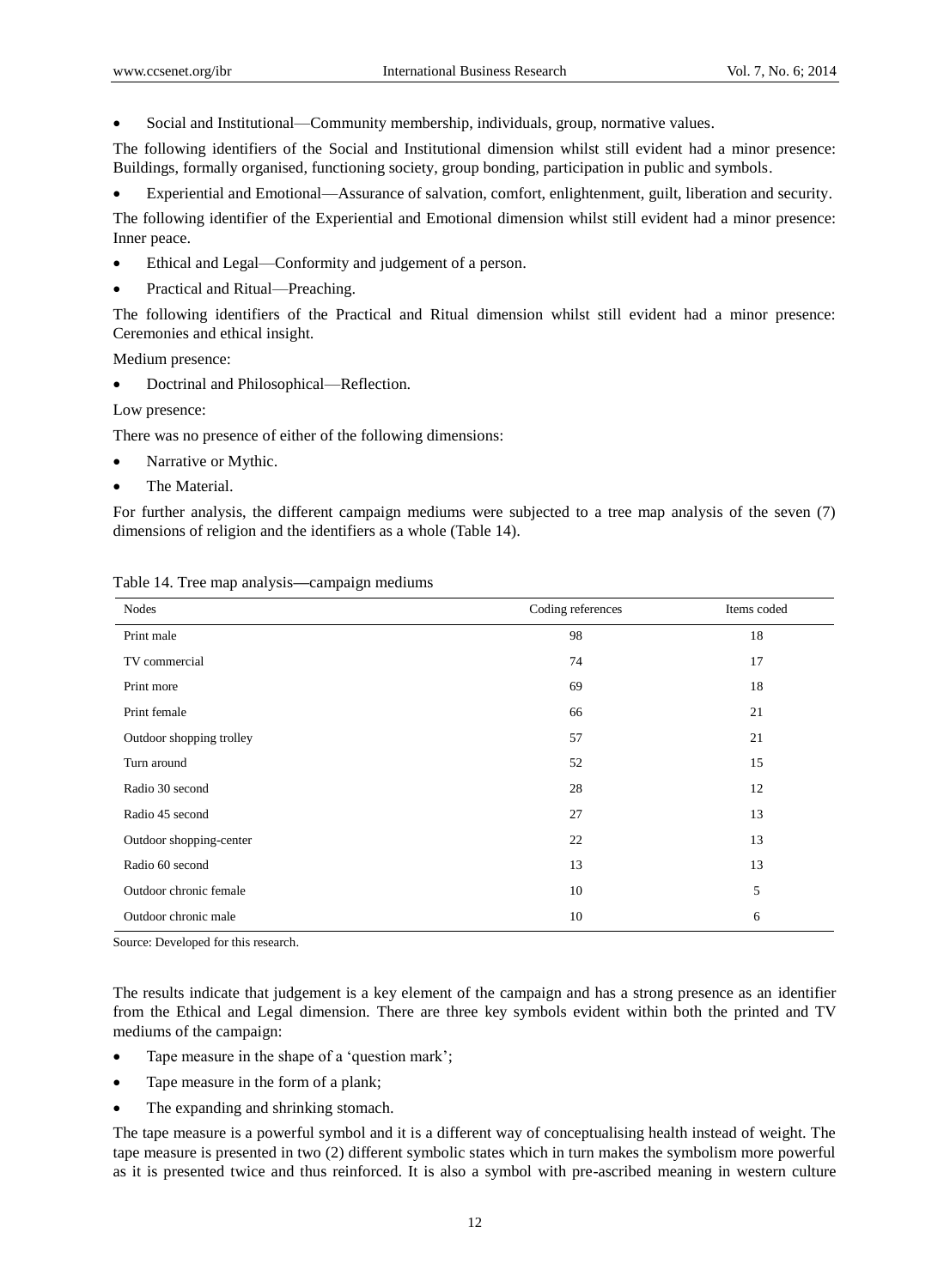- Social and Institutional—Community membership, individuals, group, normative values.

The following identifiers of the Social and Institutional dimension whilst still evident had a minor presence: Buildings, formally organised, functioning society, group bonding, participation in public and symbols.

- Experiential and Emotional—Assurance of salvation, comfort, enlightenment, guilt, liberation and security.

The following identifier of the Experiential and Emotional dimension whilst still evident had a minor presence: Inner peace.

- Ethical and Legal—Conformity and judgement of a person.
- Practical and Ritual—Preaching.

The following identifiers of the Practical and Ritual dimension whilst still evident had a minor presence: Ceremonies and ethical insight.

Medium presence:

- Doctrinal and Philosophical—Reflection.

Low presence:

There was no presence of either of the following dimensions:

- Narrative or Mythic.
- The Material.

For further analysis, the different campaign mediums were subjected to a tree map analysis of the seven (7) dimensions of religion and the identifiers as a whole (Table 14).

Table 14. Tree map analysis—campaign mediums

| Nodes | Coding references | Items coded |
|---|---|---|
| Print male | 98 | 18 |
| TV commercial | 74 | 17 |
| Print more | 69 | 18 |
| Print female | 66 | 21 |
| Outdoor shopping trolley | 57 | 21 |
| Turn around | 52 | 15 |
| Radio 30 second | 28 | 12 |
| Radio 45 second | 27 | 13 |
| Outdoor shopping-center | 22 | 13 |
| Radio 60 second | 13 | 13 |
| Outdoor chronic female | 10 | 5 |
| Outdoor chronic male | 10 | 6 |

Source: Developed for this research.

The results indicate that judgement is a key element of the campaign and has a strong presence as an identifier from the Ethical and Legal dimension. There are three key symbols evident within both the printed and TV mediums of the campaign:

- Tape measure in the shape of a 'question mark';
- Tape measure in the form of a plank;
- The expanding and shrinking stomach.

The tape measure is a powerful symbol and it is a different way of conceptualising health instead of weight. The tape measure is presented in two (2) different symbolic states which in turn makes the symbolism more powerful as it is presented twice and thus reinforced. It is also a symbol with pre-ascribed meaning in western culture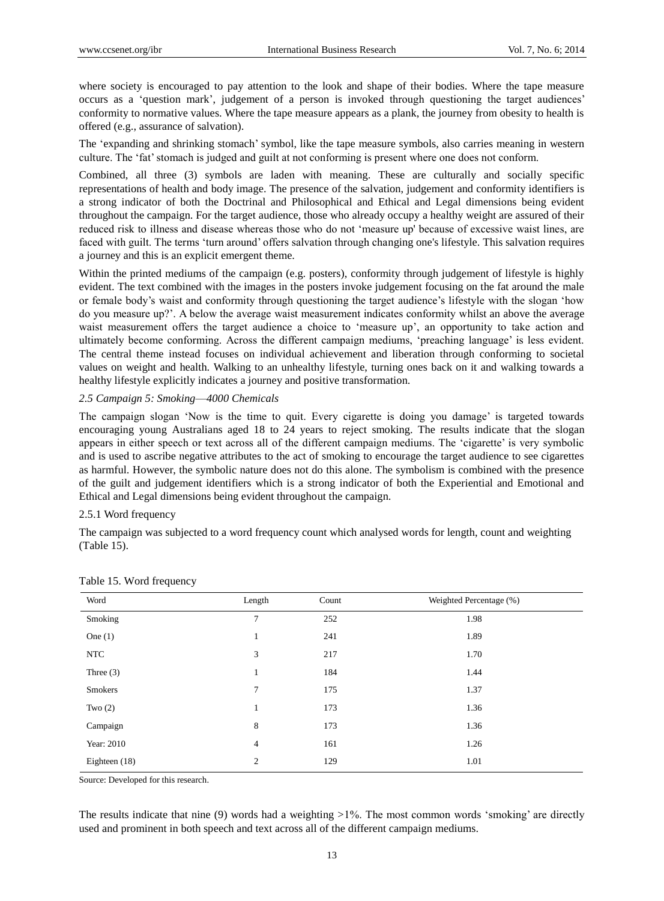where society is encouraged to pay attention to the look and shape of their bodies. Where the tape measure occurs as a 'question mark', judgement of a person is invoked through questioning the target audiences' conformity to normative values. Where the tape measure appears as a plank, the journey from obesity to health is offered (e.g., assurance of salvation).

The 'expanding and shrinking stomach' symbol, like the tape measure symbols, also carries meaning in western culture. The 'fat' stomach is judged and guilt at not conforming is present where one does not conform.

Combined, all three (3) symbols are laden with meaning. These are culturally and socially specific representations of health and body image. The presence of the salvation, judgement and conformity identifiers is a strong indicator of both the Doctrinal and Philosophical and Ethical and Legal dimensions being evident throughout the campaign. For the target audience, those who already occupy a healthy weight are assured of their reduced risk to illness and disease whereas those who do not 'measure up' because of excessive waist lines, are faced with guilt. The terms 'turn around' offers salvation through changing one's lifestyle. This salvation requires a journey and this is an explicit emergent theme.

Within the printed mediums of the campaign (e.g. posters), conformity through judgement of lifestyle is highly evident. The text combined with the images in the posters invoke judgement focusing on the fat around the male or female body's waist and conformity through questioning the target audience's lifestyle with the slogan 'how do you measure up?'. A below the average waist measurement indicates conformity whilst an above the average waist measurement offers the target audience a choice to 'measure up', an opportunity to take action and ultimately become conforming. Across the different campaign mediums, 'preaching language' is less evident. The central theme instead focuses on individual achievement and liberation through conforming to societal values on weight and health. Walking to an unhealthy lifestyle, turning ones back on it and walking towards a healthy lifestyle explicitly indicates a journey and positive transformation.

### *2.5 Campaign 5: Smoking—4000 Chemicals*

The campaign slogan 'Now is the time to quit. Every cigarette is doing you damage' is targeted towards encouraging young Australians aged 18 to 24 years to reject smoking. The results indicate that the slogan appears in either speech or text across all of the different campaign mediums. The 'cigarette' is very symbolic and is used to ascribe negative attributes to the act of smoking to encourage the target audience to see cigarettes as harmful. However, the symbolic nature does not do this alone. The symbolism is combined with the presence of the guilt and judgement identifiers which is a strong indicator of both the Experiential and Emotional and Ethical and Legal dimensions being evident throughout the campaign.

#### 2.5.1 Word frequency

The campaign was subjected to a word frequency count which analysed words for length, count and weighting (Table 15).

Table 15. Word frequency

| Word | Length | Count | Weighted Percentage (%) |
|---|---|---|---|
| Smoking | 7 | 252 | 1.98 |
| One (1) | 1 | 241 | 1.89 |
| NTC | 3 | 217 | 1.70 |
| Three (3) | 1 | 184 | 1.44 |
| Smokers | 7 | 175 | 1.37 |
| Two (2) | 1 | 173 | 1.36 |
| Campaign | 8 | 173 | 1.36 |
| Year: 2010 | 4 | 161 | 1.26 |
| Eighteen (18) | 2 | 129 | 1.01 |

Source: Developed for this research.

The results indicate that nine (9) words had a weighting >1%. The most common words 'smoking' are directly used and prominent in both speech and text across all of the different campaign mediums.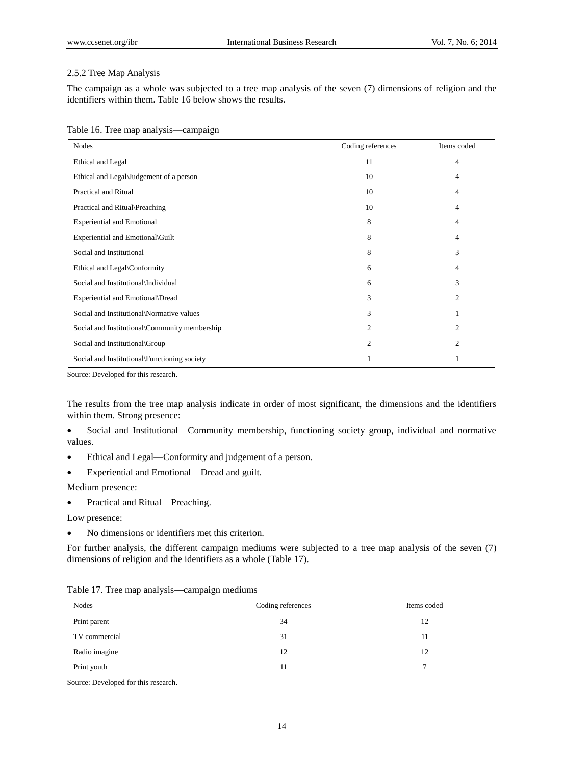#### 2.5.2 Tree Map Analysis

The campaign as a whole was subjected to a tree map analysis of the seven (7) dimensions of religion and the identifiers within them. Table 16 below shows the results.

Table 16. Tree map analysis—campaign

| Nodes | Coding references | Items coded |
|---|---|---|
| Ethical and Legal | 11 | 4 |
| Ethical and Legal\Judgement of a person | 10 | 4 |
| Practical and Ritual | 10 | 4 |
| Practical and Ritual\Preaching | 10 | 4 |
| Experiential and Emotional | 8 | 4 |
| Experiential and Emotional\Guilt | 8 | 4 |
| Social and Institutional | 8 | 3 |
| Ethical and Legal\Conformity | 6 | 4 |
| Social and Institutional\Individual | 6 | 3 |
| Experiential and Emotional\Dread | 3 | 2 |
| Social and Institutional\Normative values | 3 | 1 |
| Social and Institutional\Community membership | 2 | 2 |
| Social and Institutional\Group | 2 | 2 |
| Social and Institutional\Functioning society | 1 | 1 |

Source: Developed for this research.

The results from the tree map analysis indicate in order of most significant, the dimensions and the identifiers within them. Strong presence:

- Social and Institutional—Community membership, functioning society group, individual and normative values.
- Ethical and Legal—Conformity and judgement of a person.
- Experiential and Emotional—Dread and guilt.

Medium presence:

- Practical and Ritual—Preaching.

Low presence:

- No dimensions or identifiers met this criterion.

For further analysis, the different campaign mediums were subjected to a tree map analysis of the seven (7) dimensions of religion and the identifiers as a whole (Table 17).

Table 17. Tree map analysis—campaign mediums

| Nodes | Coding references | Items coded |
|---|---|---|
| Print parent | 34 | 12 |
| TV commercial | 31 | 11 |
| Radio imagine | 12 | 12 |
| Print youth | 11 | 7 |

Source: Developed for this research.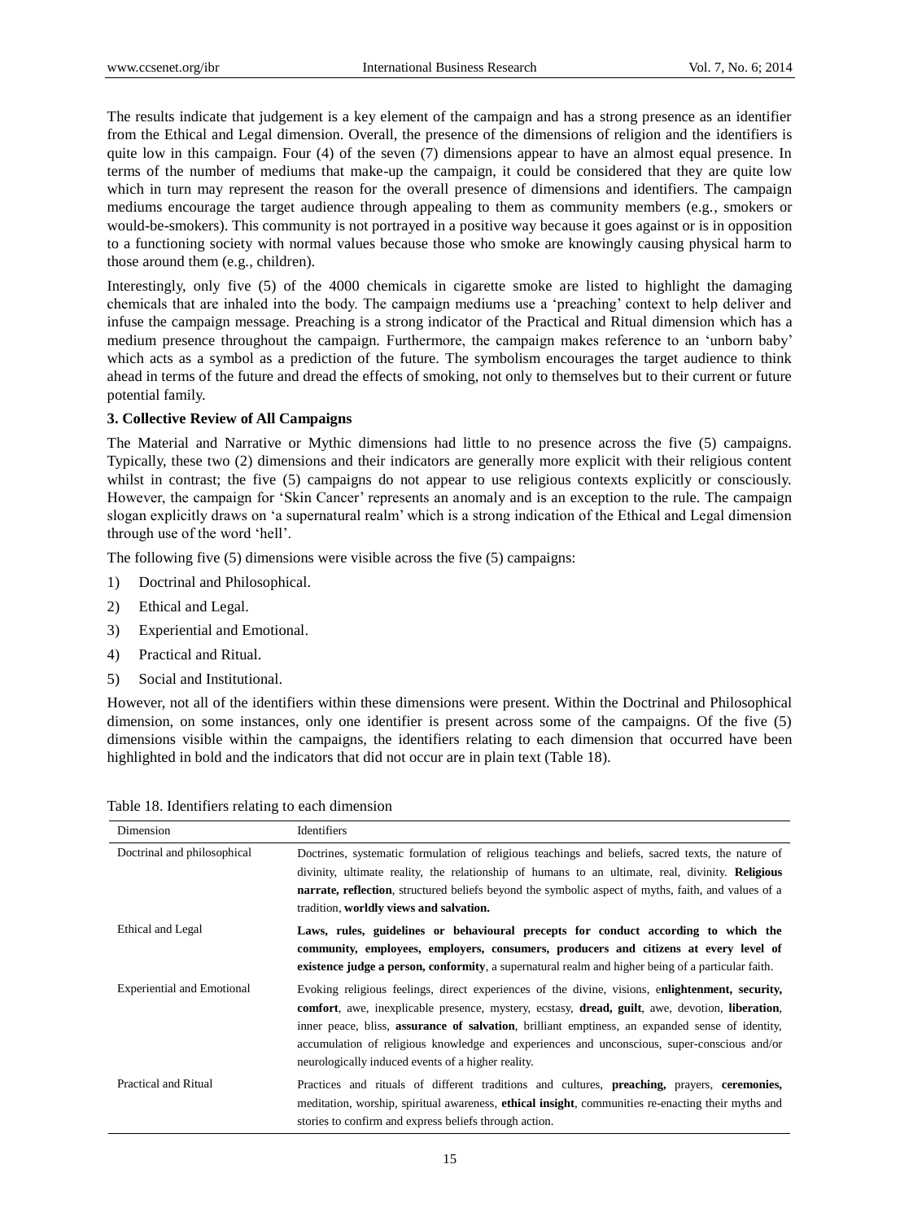The results indicate that judgement is a key element of the campaign and has a strong presence as an identifier from the Ethical and Legal dimension. Overall, the presence of the dimensions of religion and the identifiers is quite low in this campaign. Four (4) of the seven (7) dimensions appear to have an almost equal presence. In terms of the number of mediums that make-up the campaign, it could be considered that they are quite low which in turn may represent the reason for the overall presence of dimensions and identifiers. The campaign mediums encourage the target audience through appealing to them as community members (e.g., smokers or would-be-smokers). This community is not portrayed in a positive way because it goes against or is in opposition to a functioning society with normal values because those who smoke are knowingly causing physical harm to those around them (e.g., children).

Interestingly, only five (5) of the 4000 chemicals in cigarette smoke are listed to highlight the damaging chemicals that are inhaled into the body. The campaign mediums use a 'preaching' context to help deliver and infuse the campaign message. Preaching is a strong indicator of the Practical and Ritual dimension which has a medium presence throughout the campaign. Furthermore, the campaign makes reference to an 'unborn baby' which acts as a symbol as a prediction of the future. The symbolism encourages the target audience to think ahead in terms of the future and dread the effects of smoking, not only to themselves but to their current or future potential family.

### 3. Collective Review of All Campaigns

The Material and Narrative or Mythic dimensions had little to no presence across the five (5) campaigns. Typically, these two (2) dimensions and their indicators are generally more explicit with their religious content whilst in contrast; the five (5) campaigns do not appear to use religious contexts explicitly or consciously. However, the campaign for 'Skin Cancer' represents an anomaly and is an exception to the rule. The campaign slogan explicitly draws on 'a supernatural realm' which is a strong indication of the Ethical and Legal dimension through use of the word 'hell'.

The following five (5) dimensions were visible across the five (5) campaigns:

1) Doctrinal and Philosophical.
2) Ethical and Legal.
3) Experiential and Emotional.
4) Practical and Ritual.
5) Social and Institutional.

However, not all of the identifiers within these dimensions were present. Within the Doctrinal and Philosophical dimension, on some instances, only one identifier is present across some of the campaigns. Of the five (5) dimensions visible within the campaigns, the identifiers relating to each dimension that occurred have been highlighted in bold and the indicators that did not occur are in plain text (Table 18).

Table 18. Identifiers relating to each dimension

| Dimension | Identifiers |
|---|---|
| Doctrinal and philosophical | Doctrines, systematic formulation of religious teachings and beliefs, sacred texts, the nature of divinity, ultimate reality, the relationship of humans to an ultimate, real, divinity. **Religious narrate, reflection**, structured beliefs beyond the symbolic aspect of myths, faith, and values of a tradition, **worldly views and salvation.** |
| Ethical and Legal | **Laws, rules, guidelines or behavioural precepts for conduct according to which the community, employees, employers, consumers, producers and citizens at every level of existence judge a person, conformity**, a supernatural realm and higher being of a particular faith. |
| Experiential and Emotional | Evoking religious feelings, direct experiences of the divine, visions, e**nlightenment, security, comfort**, awe, inexplicable presence, mystery, ecstasy, **dread, guilt**, awe, devotion, **liberation**, inner peace, bliss, **assurance of salvation**, brilliant emptiness, an expanded sense of identity, accumulation of religious knowledge and experiences and unconscious, super-conscious and/or neurologically induced events of a higher reality. |
| Practical and Ritual | Practices and rituals of different traditions and cultures, **preaching,** prayers, **ceremonies,** meditation, worship, spiritual awareness, **ethical insight**, communities re-enacting their myths and stories to confirm and express beliefs through action. |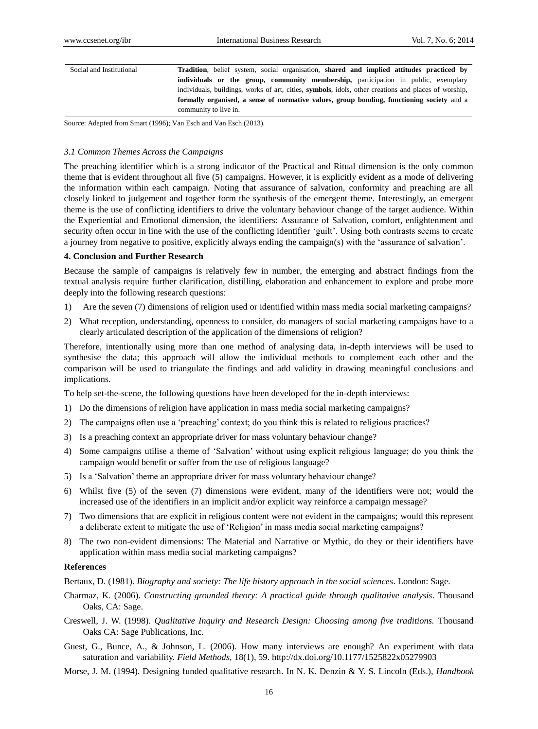| | |
|---|---|
| Social and Institutional | **Tradition**, belief system, social organisation, **shared and implied attitudes practiced by individuals or the group, community membership,** participation in public, exemplary individuals, buildings, works of art, cities, **symbols**, idols, other creations and places of worship, **formally organised, a sense of normative values, group bonding, functioning society** and a community to live in. |

Source: Adapted from Smart (1996); Van Esch and Van Esch (2013).

### *3.1 Common Themes Across the Campaigns*

The preaching identifier which is a strong indicator of the Practical and Ritual dimension is the only common theme that is evident throughout all five (5) campaigns. However, it is explicitly evident as a mode of delivering the information within each campaign. Noting that assurance of salvation, conformity and preaching are all closely linked to judgement and together form the synthesis of the emergent theme. Interestingly, an emergent theme is the use of conflicting identifiers to drive the voluntary behaviour change of the target audience. Within the Experiential and Emotional dimension, the identifiers: Assurance of Salvation, comfort, enlightenment and security often occur in line with the use of the conflicting identifier 'guilt'. Using both contrasts seems to create a journey from negative to positive, explicitly always ending the campaign(s) with the 'assurance of salvation'.

## 4. Conclusion and Further Research

Because the sample of campaigns is relatively few in number, the emerging and abstract findings from the textual analysis require further clarification, distilling, elaboration and enhancement to explore and probe more deeply into the following research questions:

1) Are the seven (7) dimensions of religion used or identified within mass media social marketing campaigns?
2) What reception, understanding, openness to consider, do managers of social marketing campaigns have to a clearly articulated description of the application of the dimensions of religion?

Therefore, intentionally using more than one method of analysing data, in-depth interviews will be used to synthesise the data; this approach will allow the individual methods to complement each other and the comparison will be used to triangulate the findings and add validity in drawing meaningful conclusions and implications.

To help set-the-scene, the following questions have been developed for the in-depth interviews:

1) Do the dimensions of religion have application in mass media social marketing campaigns?
2) The campaigns often use a 'preaching' context; do you think this is related to religious practices?
3) Is a preaching context an appropriate driver for mass voluntary behaviour change?
4) Some campaigns utilise a theme of 'Salvation' without using explicit religious language; do you think the campaign would benefit or suffer from the use of religious language?
5) Is a 'Salvation' theme an appropriate driver for mass voluntary behaviour change?
6) Whilst five (5) of the seven (7) dimensions were evident, many of the identifiers were not; would the increased use of the identifiers in an implicit and/or explicit way reinforce a campaign message?
7) Two dimensions that are explicit in religious content were not evident in the campaigns; would this represent a deliberate extent to mitigate the use of 'Religion' in mass media social marketing campaigns?
8) The two non-evident dimensions: The Material and Narrative or Mythic, do they or their identifiers have application within mass media social marketing campaigns?

## References

Bertaux, D. (1981). *Biography and society: The life history approach in the social sciences*. London: Sage.

Charmaz, K. (2006). *Constructing grounded theory: A practical guide through qualitative analysis*. Thousand Oaks, CA: Sage.

Creswell, J. W. (1998). *Qualitative Inquiry and Research Design: Choosing among five traditions.* Thousand Oaks CA: Sage Publications, Inc.

Guest, G., Bunce, A., & Johnson, L. (2006). How many interviews are enough? An experiment with data saturation and variability. *Field Methods*, 18(1), 59. http://dx.doi.org/10.1177/1525822x05279903

Morse, J. M. (1994). Designing funded qualitative research. In N. K. Denzin & Y. S. Lincoln (Eds.), *Handbook*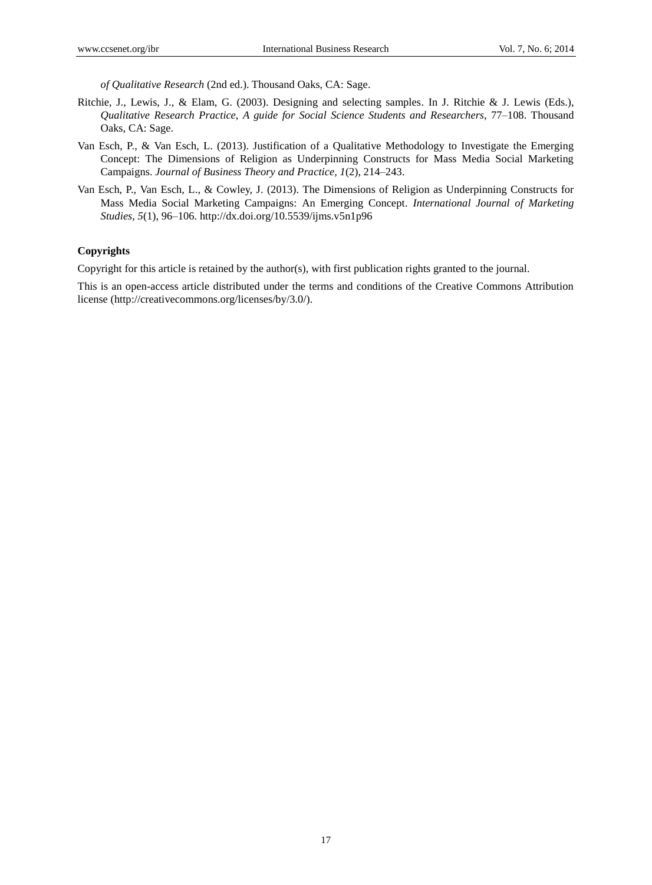*of Qualitative Research* (2nd ed.). Thousand Oaks, CA: Sage.

Ritchie, J., Lewis, J., & Elam, G. (2003). Designing and selecting samples. In J. Ritchie & J. Lewis (Eds.), *Qualitative Research Practice, A guide for Social Science Students and Researchers*, 77–108. Thousand Oaks, CA: Sage.

Van Esch, P., & Van Esch, L. (2013). Justification of a Qualitative Methodology to Investigate the Emerging Concept: The Dimensions of Religion as Underpinning Constructs for Mass Media Social Marketing Campaigns. *Journal of Business Theory and Practice, 1*(2), 214–243.

Van Esch, P., Van Esch, L., & Cowley, J. (2013). The Dimensions of Religion as Underpinning Constructs for Mass Media Social Marketing Campaigns: An Emerging Concept. *International Journal of Marketing Studies, 5*(1), 96–106. http://dx.doi.org/10.5539/ijms.v5n1p96

**Copyrights**

Copyright for this article is retained by the author(s), with first publication rights granted to the journal.

This is an open-access article distributed under the terms and conditions of the Creative Commons Attribution license (http://creativecommons.org/licenses/by/3.0/).